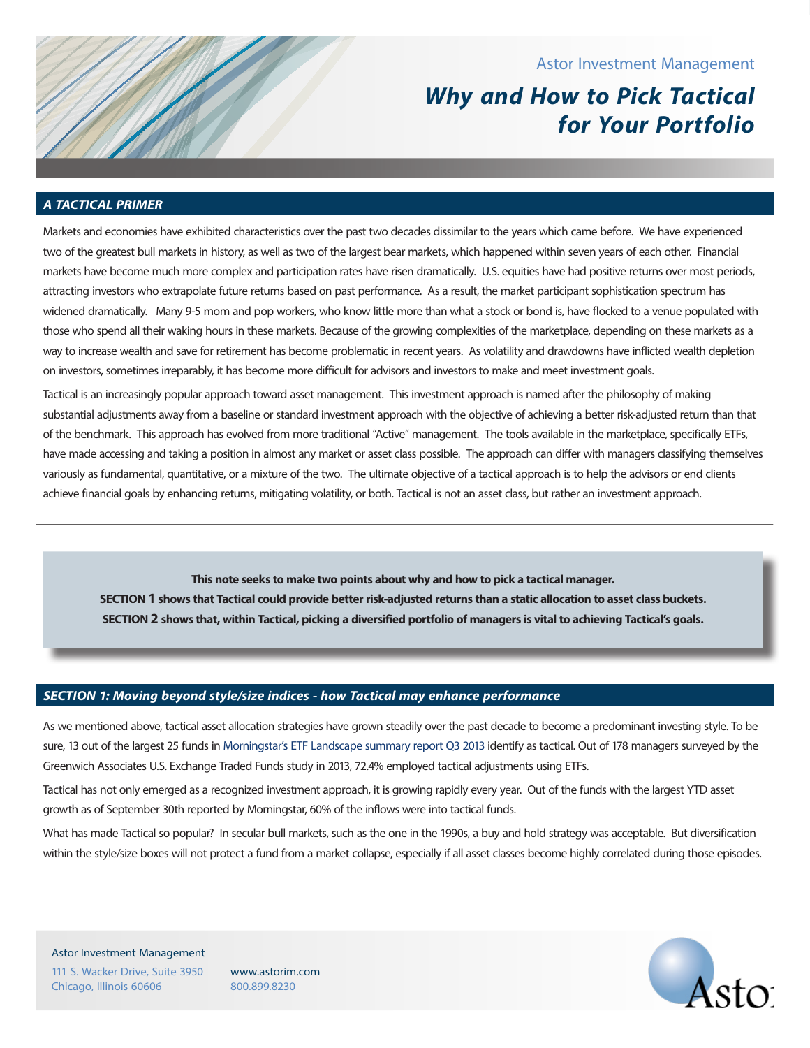Astor Investment Management

# Why and How to Pick Tactical for Your Portfolio

## A TACTICAL PRIMER

Markets and economies have exhibited characteristics over the past two decades dissimilar to the years which came before. We have experienced two of the greatest bull markets in history, as well as two of the largest bear markets, which happened within seven years of each other. Financial markets have become much more complex and participation rates have risen dramatically. U.S. equities have had positive returns over most periods, attracting investors who extrapolate future returns based on past performance. As a result, the market participant sophistication spectrum has widened dramatically. Many 9-5 mom and pop workers, who know little more than what a stock or bond is, have flocked to a venue populated with those who spend all their waking hours in these markets. Because of the growing complexities of the marketplace, depending on these markets as a way to increase wealth and save for retirement has become problematic in recent years. As volatility and drawdowns have inflicted wealth depletion on investors, sometimes irreparably, it has become more difficult for advisors and investors to make and meet investment goals.

Tactical is an increasingly popular approach toward asset management. This investment approach is named after the philosophy of making substantial adjustments away from a baseline or standard investment approach with the objective of achieving a better risk-adjusted return than that of the benchmark. This approach has evolved from more traditional "Active" management. The tools available in the marketplace, specifically ETFs, have made accessing and taking a position in almost any market or asset class possible. The approach can differ with managers classifying themselves variously as fundamental, quantitative, or a mixture of the two. The ultimate objective of a tactical approach is to help the advisors or end clients achieve financial goals by enhancing returns, mitigating volatility, or both. Tactical is not an asset class, but rather an investment approach.

---

**This note seeks to make two points about why and how to pick a tactical manager.**
**SECTION 1 shows that Tactical could provide better risk-adjusted returns than a static allocation to asset class buckets.**
**SECTION 2 shows that, within Tactical, picking a diversified portfolio of managers is vital to achieving Tactical's goals.**

## SECTION 1: Moving beyond style/size indices - how Tactical may enhance performance

As we mentioned above, tactical asset allocation strategies have grown steadily over the past decade to become a predominant investing style. To be sure, 13 out of the largest 25 funds in Morningstar's ETF Landscape summary report Q3 2013 identify as tactical. Out of 178 managers surveyed by the Greenwich Associates U.S. Exchange Traded Funds study in 2013, 72.4% employed tactical adjustments using ETFs.

Tactical has not only emerged as a recognized investment approach, it is growing rapidly every year. Out of the funds with the largest YTD asset growth as of September 30th reported by Morningstar, 60% of the inflows were into tactical funds.

What has made Tactical so popular? In secular bull markets, such as the one in the 1990s, a buy and hold strategy was acceptable. But diversification within the style/size boxes will not protect a fund from a market collapse, especially if all asset classes become highly correlated during those episodes.

Astor Investment Management
111 S. Wacker Drive, Suite 3950
Chicago, Illinois 60606
www.astorim.com
800.899.8230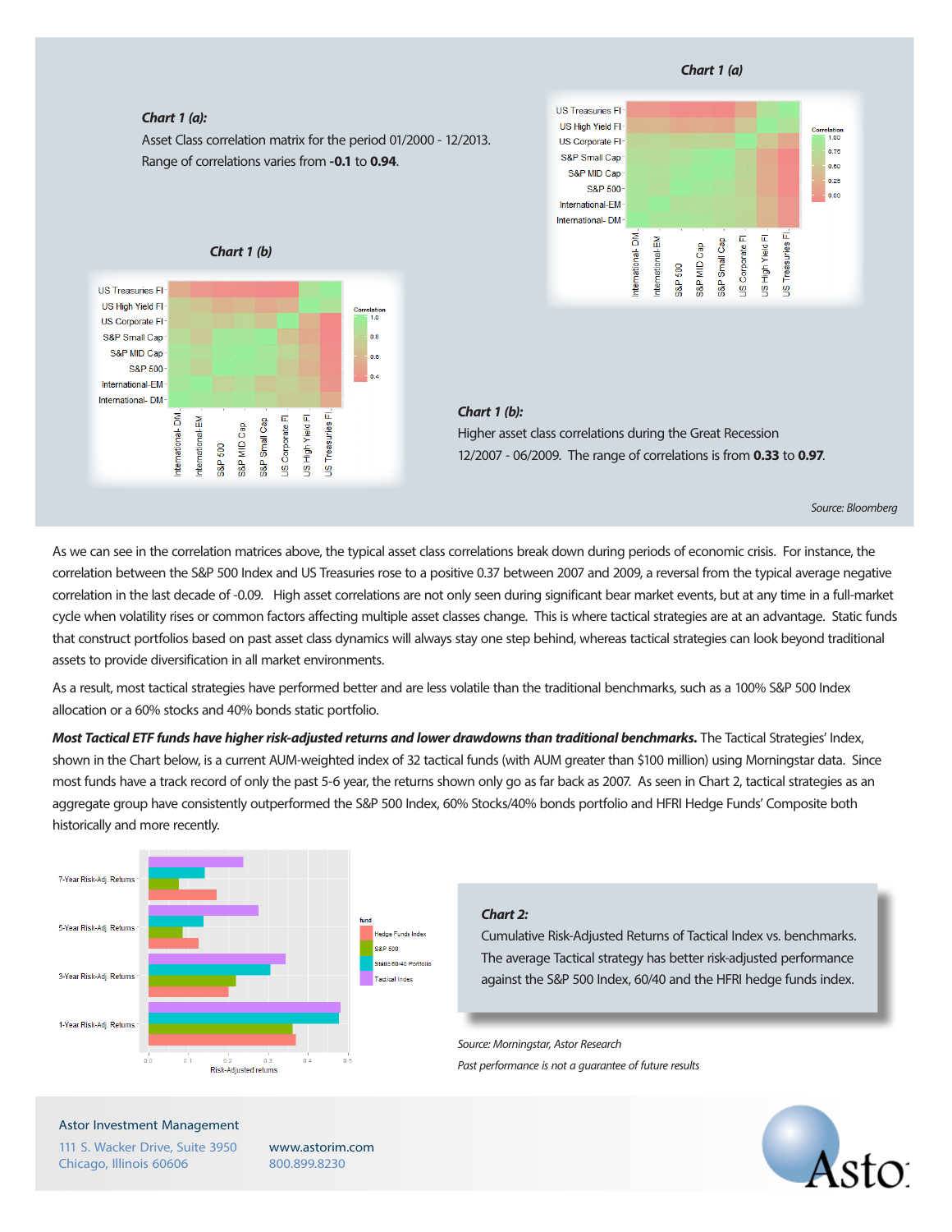**Chart 1 (a):**

Asset Class correlation matrix for the period 01/2000 - 12/2013. Range of correlations varies from **-0.1** to **0.94**.

**Chart 1 (b):**

Higher asset class correlations during the Great Recession 12/2007 - 06/2009. The range of correlations is from **0.33** to **0.97**.

*Source: Bloomberg*

As we can see in the correlation matrices above, the typical asset class correlations break down during periods of economic crisis. For instance, the correlation between the S&P 500 Index and US Treasuries rose to a positive 0.37 between 2007 and 2009, a reversal from the typical average negative correlation in the last decade of -0.09. High asset correlations are not only seen during significant bear market events, but at any time in a full-market cycle when volatility rises or common factors affecting multiple asset classes change. This is where tactical strategies are at an advantage. Static funds that construct portfolios based on past asset class dynamics will always stay one step behind, whereas tactical strategies can look beyond traditional assets to provide diversification in all market environments.

As a result, most tactical strategies have performed better and are less volatile than the traditional benchmarks, such as a 100% S&P 500 Index allocation or a 60% stocks and 40% bonds static portfolio.

***Most Tactical ETF funds have higher risk-adjusted returns and lower drawdowns than traditional benchmarks.*** The Tactical Strategies' Index, shown in the Chart below, is a current AUM-weighted index of 32 tactical funds (with AUM greater than $100 million) using Morningstar data. Since most funds have a track record of only the past 5-6 year, the returns shown only go as far back as 2007. As seen in Chart 2, tactical strategies as an aggregate group have consistently outperformed the S&P 500 Index, 60% Stocks/40% bonds portfolio and HFRI Hedge Funds' Composite both historically and more recently.

**Chart 2:**

Cumulative Risk-Adjusted Returns of Tactical Index vs. benchmarks. The average Tactical strategy has better risk-adjusted performance against the S&P 500 Index, 60/40 and the HFRI hedge funds index.

*Source: Morningstar, Astor Research*

*Past performance is not a guarantee of future results*

Astor Investment Management

111 S. Wacker Drive, Suite 3950
Chicago, Illinois 60606

www.astorim.com
800.899.8230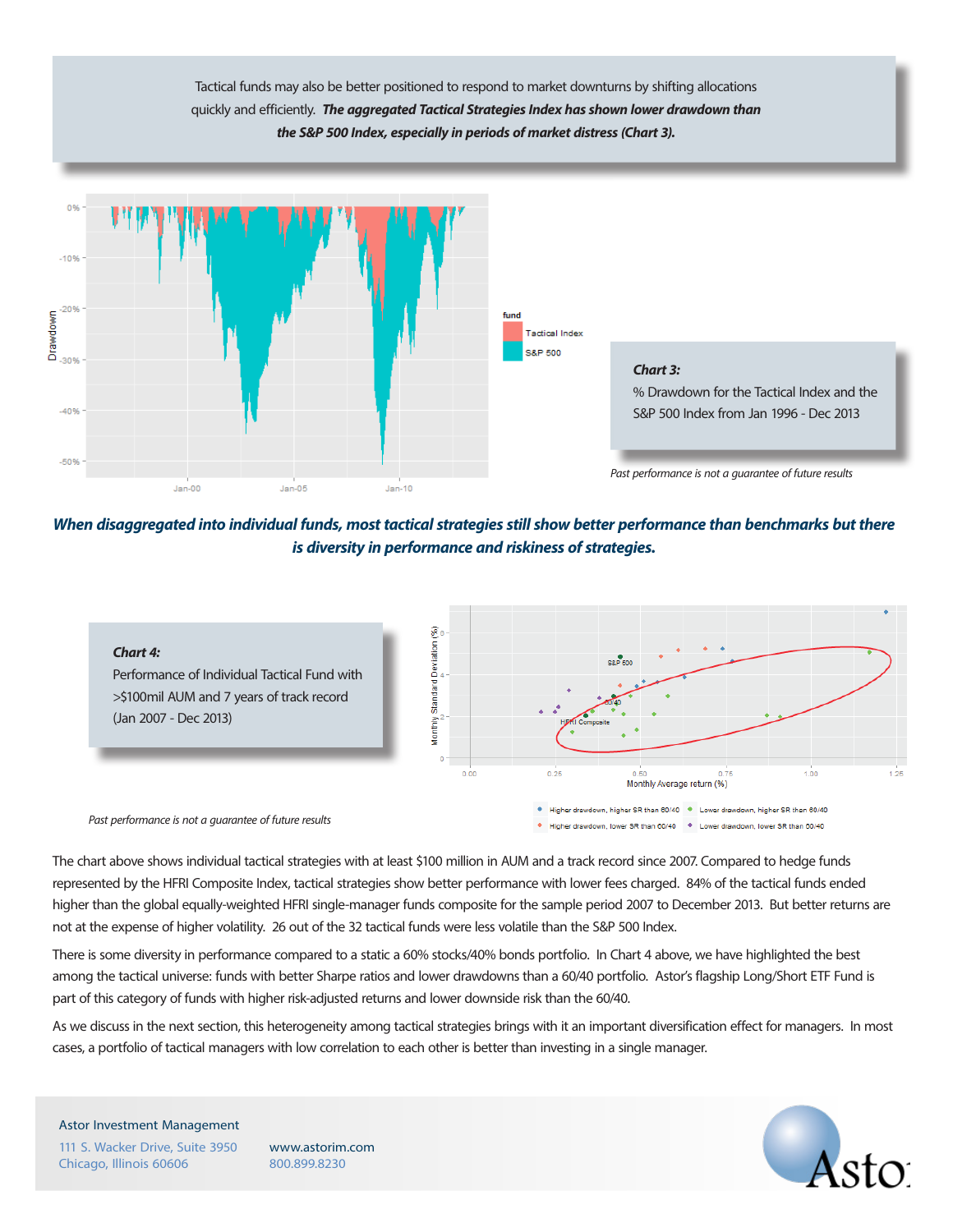Tactical funds may also be better positioned to respond to market downturns by shifting allocations quickly and efficiently. ***The aggregated Tactical Strategies Index has shown lower drawdown than the S&P 500 Index, especially in periods of market distress (Chart 3).***

***Chart 3:***
% Drawdown for the Tactical Index and the S&P 500 Index from Jan 1996 - Dec 2013

*Past performance is not a guarantee of future results*

***When disaggregated into individual funds, most tactical strategies still show better performance than benchmarks but there is diversity in performance and riskiness of strategies.***

***Chart 4:***
Performance of Individual Tactical Fund with >$100mil AUM and 7 years of track record (Jan 2007 - Dec 2013)

*Past performance is not a guarantee of future results*

The chart above shows individual tactical strategies with at least $100 million in AUM and a track record since 2007. Compared to hedge funds represented by the HFRI Composite Index, tactical strategies show better performance with lower fees charged. 84% of the tactical funds ended higher than the global equally-weighted HFRI single-manager funds composite for the sample period 2007 to December 2013. But better returns are not at the expense of higher volatility. 26 out of the 32 tactical funds were less volatile than the S&P 500 Index.

There is some diversity in performance compared to a static a 60% stocks/40% bonds portfolio. In Chart 4 above, we have highlighted the best among the tactical universe: funds with better Sharpe ratios and lower drawdowns than a 60/40 portfolio. Astor's flagship Long/Short ETF Fund is part of this category of funds with higher risk-adjusted returns and lower downside risk than the 60/40.

As we discuss in the next section, this heterogeneity among tactical strategies brings with it an important diversification effect for managers. In most cases, a portfolio of tactical managers with low correlation to each other is better than investing in a single manager.

Astor Investment Management
111 S. Wacker Drive, Suite 3950
Chicago, Illinois 60606

www.astorim.com
800.899.8230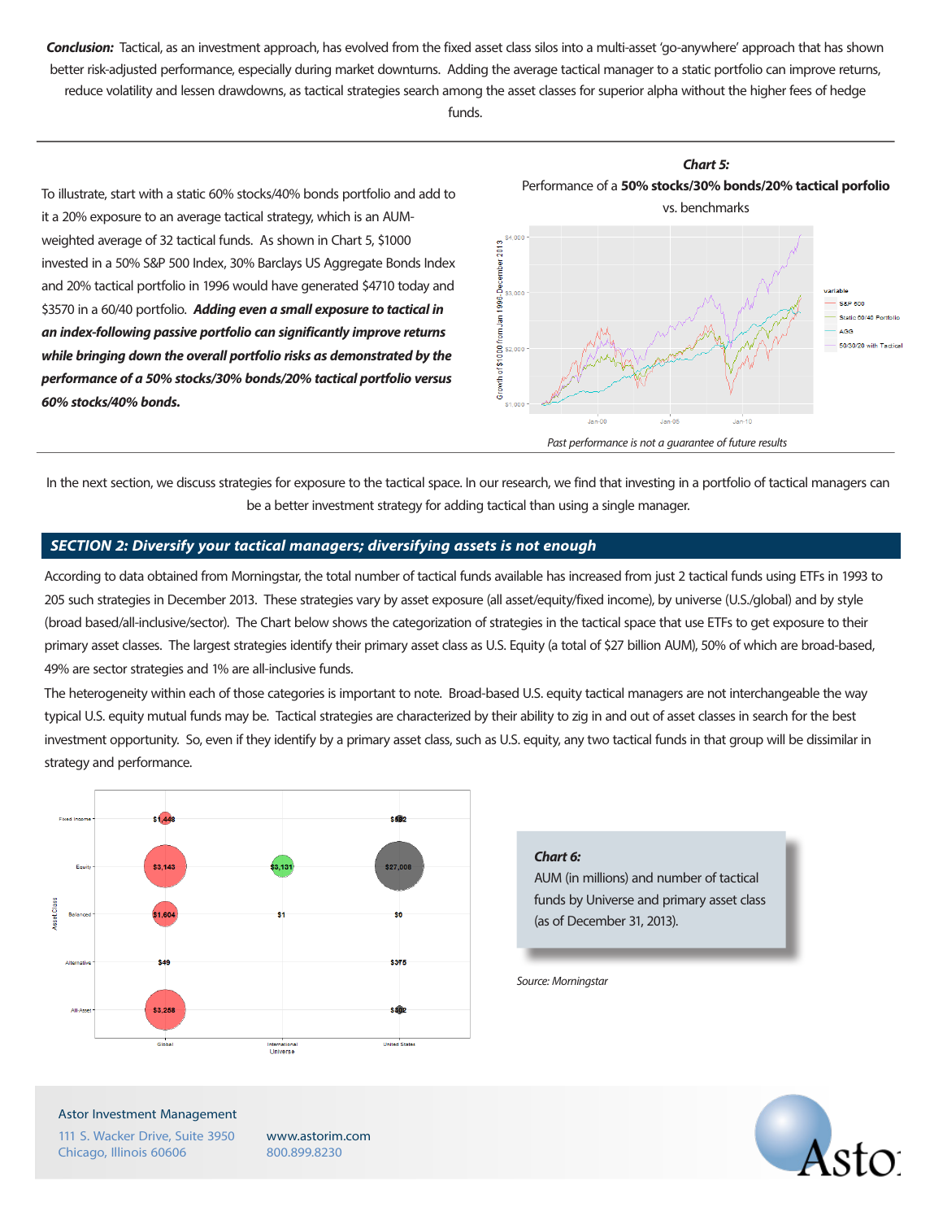***Conclusion:*** Tactical, as an investment approach, has evolved from the fixed asset class silos into a multi-asset 'go-anywhere' approach that has shown better risk-adjusted performance, especially during market downturns. Adding the average tactical manager to a static portfolio can improve returns, reduce volatility and lessen drawdowns, as tactical strategies search among the asset classes for superior alpha without the higher fees of hedge funds.

---

To illustrate, start with a static 60% stocks/40% bonds portfolio and add to it a 20% exposure to an average tactical strategy, which is an AUM-weighted average of 32 tactical funds. As shown in Chart 5, $1000 invested in a 50% S&P 500 Index, 30% Barclays US Aggregate Bonds Index and 20% tactical portfolio in 1996 would have generated $4710 today and $3570 in a 60/40 portfolio. ***Adding even a small exposure to tactical in an index-following passive portfolio can significantly improve returns while bringing down the overall portfolio risks as demonstrated by the performance of a 50% stocks/30% bonds/20% tactical portfolio versus 60% stocks/40% bonds.***

***Chart 5:***
Performance of a **50% stocks/30% bonds/20% tactical porfolio** vs. benchmarks

*Past performance is not a guarantee of future results*

---

In the next section, we discuss strategies for exposure to the tactical space. In our research, we find that investing in a portfolio of tactical managers can be a better investment strategy for adding tactical than using a single manager.

## *SECTION 2: Diversify your tactical managers; diversifying assets is not enough*

According to data obtained from Morningstar, the total number of tactical funds available has increased from just 2 tactical funds using ETFs in 1993 to 205 such strategies in December 2013. These strategies vary by asset exposure (all asset/equity/fixed income), by universe (U.S./global) and by style (broad based/all-inclusive/sector). The Chart below shows the categorization of strategies in the tactical space that use ETFs to get exposure to their primary asset classes. The largest strategies identify their primary asset class as U.S. Equity (a total of $27 billion AUM), 50% of which are broad-based, 49% are sector strategies and 1% are all-inclusive funds.

The heterogeneity within each of those categories is important to note. Broad-based U.S. equity tactical managers are not interchangeable the way typical U.S. equity mutual funds may be. Tactical strategies are characterized by their ability to zig in and out of asset classes in search for the best investment opportunity. So, even if they identify by a primary asset class, such as U.S. equity, any two tactical funds in that group will be dissimilar in strategy and performance.

***Chart 6:***
AUM (in millions) and number of tactical funds by Universe and primary asset class (as of December 31, 2013).

*Source: Morningstar*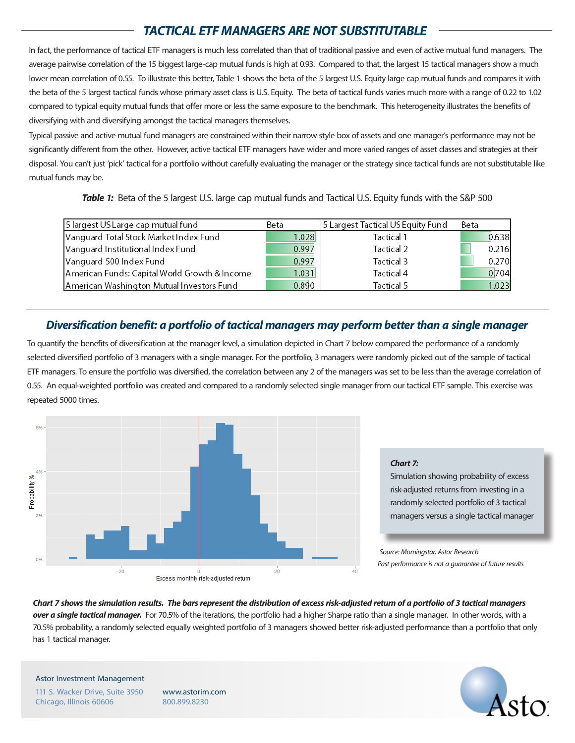## TACTICAL ETF MANAGERS ARE NOT SUBSTITUTABLE

In fact, the performance of tactical ETF managers is much less correlated than that of traditional passive and even of active mutual fund managers. The average pairwise correlation of the 15 biggest large-cap mutual funds is high at 0.93. Compared to that, the largest 15 tactical managers show a much lower mean correlation of 0.55. To illustrate this better, Table 1 shows the beta of the 5 largest U.S. Equity large cap mutual funds and compares it with the beta of the 5 largest tactical funds whose primary asset class is U.S. Equity. The beta of tactical funds varies much more with a range of 0.22 to 1.02 compared to typical equity mutual funds that offer more or less the same exposure to the benchmark. This heterogeneity illustrates the benefits of diversifying with and diversifying amongst the tactical managers themselves.

Typical passive and active mutual fund managers are constrained within their narrow style box of assets and one manager's performance may not be significantly different from the other. However, active tactical ETF managers have wider and more varied ranges of asset classes and strategies at their disposal. You can't just 'pick' tactical for a portfolio without carefully evaluating the manager or the strategy since tactical funds are not substitutable like mutual funds may be.

***Table 1:*** Beta of the 5 largest U.S. large cap mutual funds and Tactical U.S. Equity funds with the S&P 500

| 5 largest US Large cap mutual fund | Beta | 5 Largest Tactical US Equity Fund | Beta |
|---|---|---|---|
| Vanguard Total Stock Market Index Fund | 1.028 | Tactical 1 | 0.638 |
| Vanguard Institutional Index Fund | 0.997 | Tactical 2 | 0.216 |
| Vanguard 500 Index Fund | 0.997 | Tactical 3 | 0.270 |
| American Funds: Capital World Growth & Income | 1.031 | Tactical 4 | 0.704 |
| American Washington Mutual Investors Fund | 0.890 | Tactical 5 | 1.023 |

## Diversification benefit: a portfolio of tactical managers may perform better than a single manager

To quantify the benefits of diversification at the manager level, a simulation depicted in Chart 7 below compared the performance of a randomly selected diversified portfolio of 3 managers with a single manager. For the portfolio, 3 managers were randomly picked out of the sample of tactical ETF managers. To ensure the portfolio was diversified, the correlation between any 2 of the managers was set to be less than the average correlation of 0.55. An equal-weighted portfolio was created and compared to a randomly selected single manager from our tactical ETF sample. This exercise was repeated 5000 times.

***Chart 7:*** Simulation showing probability of excess risk-adjusted returns from investing in a randomly selected portfolio of 3 tactical managers versus a single tactical manager

*Source: Morningstar, Astor Research*

*Past performance is not a guarantee of future results*

***Chart 7 shows the simulation results. The bars represent the distribution of excess risk-adjusted return of a portfolio of 3 tactical managers over a single tactical manager.*** For 70.5% of the iterations, the portfolio had a higher Sharpe ratio than a single manager. In other words, with a 70.5% probability, a randomly selected equally weighted portfolio of 3 managers showed better risk-adjusted performance than a portfolio that only has 1 tactical manager.

Astor Investment Management

111 S. Wacker Drive, Suite 3950
Chicago, Illinois 60606

www.astorim.com
800.899.8230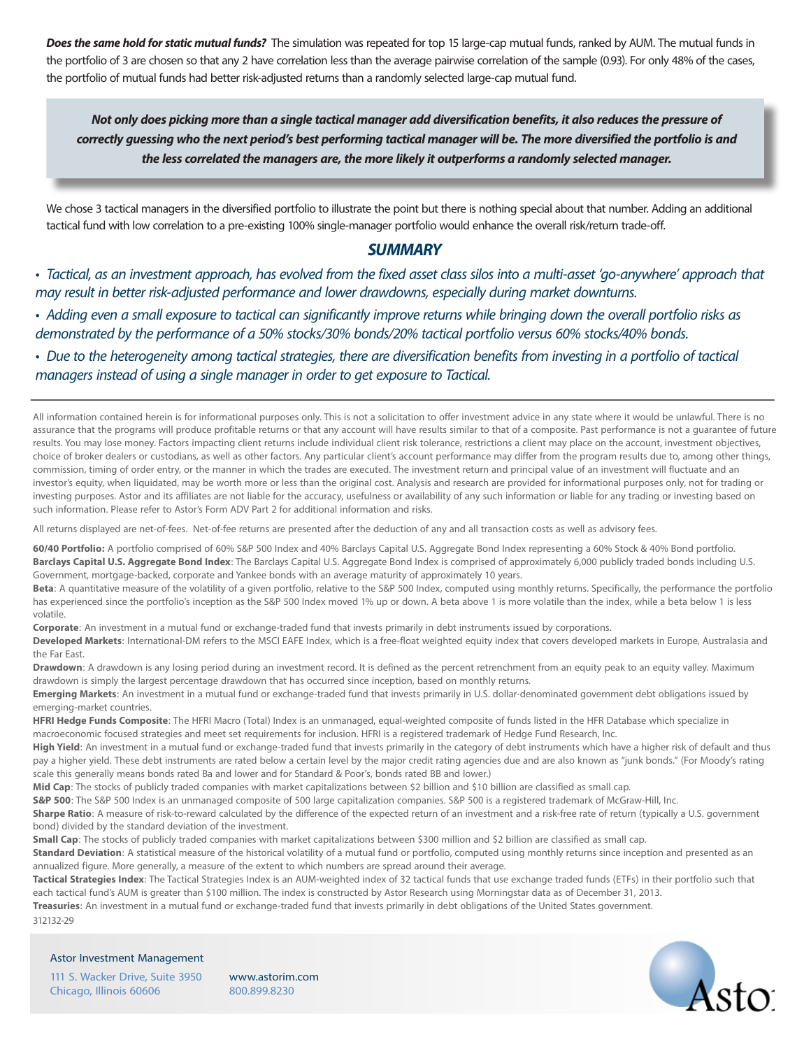***Does the same hold for static mutual funds?*** The simulation was repeated for top 15 large-cap mutual funds, ranked by AUM. The mutual funds in the portfolio of 3 are chosen so that any 2 have correlation less than the average pairwise correlation of the sample (0.93). For only 48% of the cases, the portfolio of mutual funds had better risk-adjusted returns than a randomly selected large-cap mutual fund.

> ***Not only does picking more than a single tactical manager add diversification benefits, it also reduces the pressure of correctly guessing who the next period's best performing tactical manager will be. The more diversified the portfolio is and the less correlated the managers are, the more likely it outperforms a randomly selected manager.***

We chose 3 tactical managers in the diversified portfolio to illustrate the point but there is nothing special about that number. Adding an additional tactical fund with low correlation to a pre-existing 100% single-manager portfolio would enhance the overall risk/return trade-off.

## *SUMMARY*

- *Tactical, as an investment approach, has evolved from the fixed asset class silos into a multi-asset 'go-anywhere' approach that may result in better risk-adjusted performance and lower drawdowns, especially during market downturns.*
- *Adding even a small exposure to tactical can significantly improve returns while bringing down the overall portfolio risks as demonstrated by the performance of a 50% stocks/30% bonds/20% tactical portfolio versus 60% stocks/40% bonds.*
- *Due to the heterogeneity among tactical strategies, there are diversification benefits from investing in a portfolio of tactical managers instead of using a single manager in order to get exposure to Tactical.*

---

All information contained herein is for informational purposes only. This is not a solicitation to offer investment advice in any state where it would be unlawful. There is no assurance that the programs will produce profitable returns or that any account will have results similar to that of a composite. Past performance is not a guarantee of future results. You may lose money. Factors impacting client returns include individual client risk tolerance, restrictions a client may place on the account, investment objectives, choice of broker dealers or custodians, as well as other factors. Any particular client's account performance may differ from the program results due to, among other things, commission, timing of order entry, or the manner in which the trades are executed. The investment return and principal value of an investment will fluctuate and an investor's equity, when liquidated, may be worth more or less than the original cost. Analysis and research are provided for informational purposes only, not for trading or investing purposes. Astor and its affiliates are not liable for the accuracy, usefulness or availability of any such information or liable for any trading or investing based on such information. Please refer to Astor's Form ADV Part 2 for additional information and risks.

All returns displayed are net-of-fees. Net-of-fee returns are presented after the deduction of any and all transaction costs as well as advisory fees.

**60/40 Portfolio:** A portfolio comprised of 60% S&P 500 Index and 40% Barclays Capital U.S. Aggregate Bond Index representing a 60% Stock & 40% Bond portfolio.
**Barclays Capital U.S. Aggregate Bond Index**: The Barclays Capital U.S. Aggregate Bond Index is comprised of approximately 6,000 publicly traded bonds including U.S. Government, mortgage-backed, corporate and Yankee bonds with an average maturity of approximately 10 years.
**Beta**: A quantitative measure of the volatility of a given portfolio, relative to the S&P 500 Index, computed using monthly returns. Specifically, the performance the portfolio has experienced since the portfolio's inception as the S&P 500 Index moved 1% up or down. A beta above 1 is more volatile than the index, while a beta below 1 is less volatile.
**Corporate**: An investment in a mutual fund or exchange-traded fund that invests primarily in debt instruments issued by corporations.
**Developed Markets**: International-DM refers to the MSCI EAFE Index, which is a free-float weighted equity index that covers developed markets in Europe, Australasia and the Far East.
**Drawdown**: A drawdown is any losing period during an investment record. It is defined as the percent retrenchment from an equity peak to an equity valley. Maximum drawdown is simply the largest percentage drawdown that has occurred since inception, based on monthly returns.
**Emerging Markets**: An investment in a mutual fund or exchange-traded fund that invests primarily in U.S. dollar-denominated government debt obligations issued by emerging-market countries.
**HFRI Hedge Funds Composite**: The HFRI Macro (Total) Index is an unmanaged, equal-weighted composite of funds listed in the HFR Database which specialize in macroeconomic focused strategies and meet set requirements for inclusion. HFRI is a registered trademark of Hedge Fund Research, Inc.
**High Yield**: An investment in a mutual fund or exchange-traded fund that invests primarily in the category of debt instruments which have a higher risk of default and thus pay a higher yield. These debt instruments are rated below a certain level by the major credit rating agencies due and are also known as "junk bonds." (For Moody's rating scale this generally means bonds rated Ba and lower and for Standard & Poor's, bonds rated BB and lower.)
**Mid Cap**: The stocks of publicly traded companies with market capitalizations between $2 billion and $10 billion are classified as small cap.
**S&P 500**: The S&P 500 Index is an unmanaged composite of 500 large capitalization companies. S&P 500 is a registered trademark of McGraw-Hill, Inc.
**Sharpe Ratio**: A measure of risk-to-reward calculated by the difference of the expected return of an investment and a risk-free rate of return (typically a U.S. government bond) divided by the standard deviation of the investment.
**Small Cap**: The stocks of publicly traded companies with market capitalizations between $300 million and $2 billion are classified as small cap.
**Standard Deviation**: A statistical measure of the historical volatility of a mutual fund or portfolio, computed using monthly returns since inception and presented as an annualized figure. More generally, a measure of the extent to which numbers are spread around their average.
**Tactical Strategies Index**: The Tactical Strategies Index is an AUM-weighted index of 32 tactical funds that use exchange traded funds (ETFs) in their portfolio such that each tactical fund's AUM is greater than $100 million. The index is constructed by Astor Research using Morningstar data as of December 31, 2013.
**Treasuries**: An investment in a mutual fund or exchange-traded fund that invests primarily in debt obligations of the United States government.
312132-29

Astor Investment Management
111 S. Wacker Drive, Suite 3950
Chicago, Illinois 60606

www.astorim.com
800.899.8230

Astor